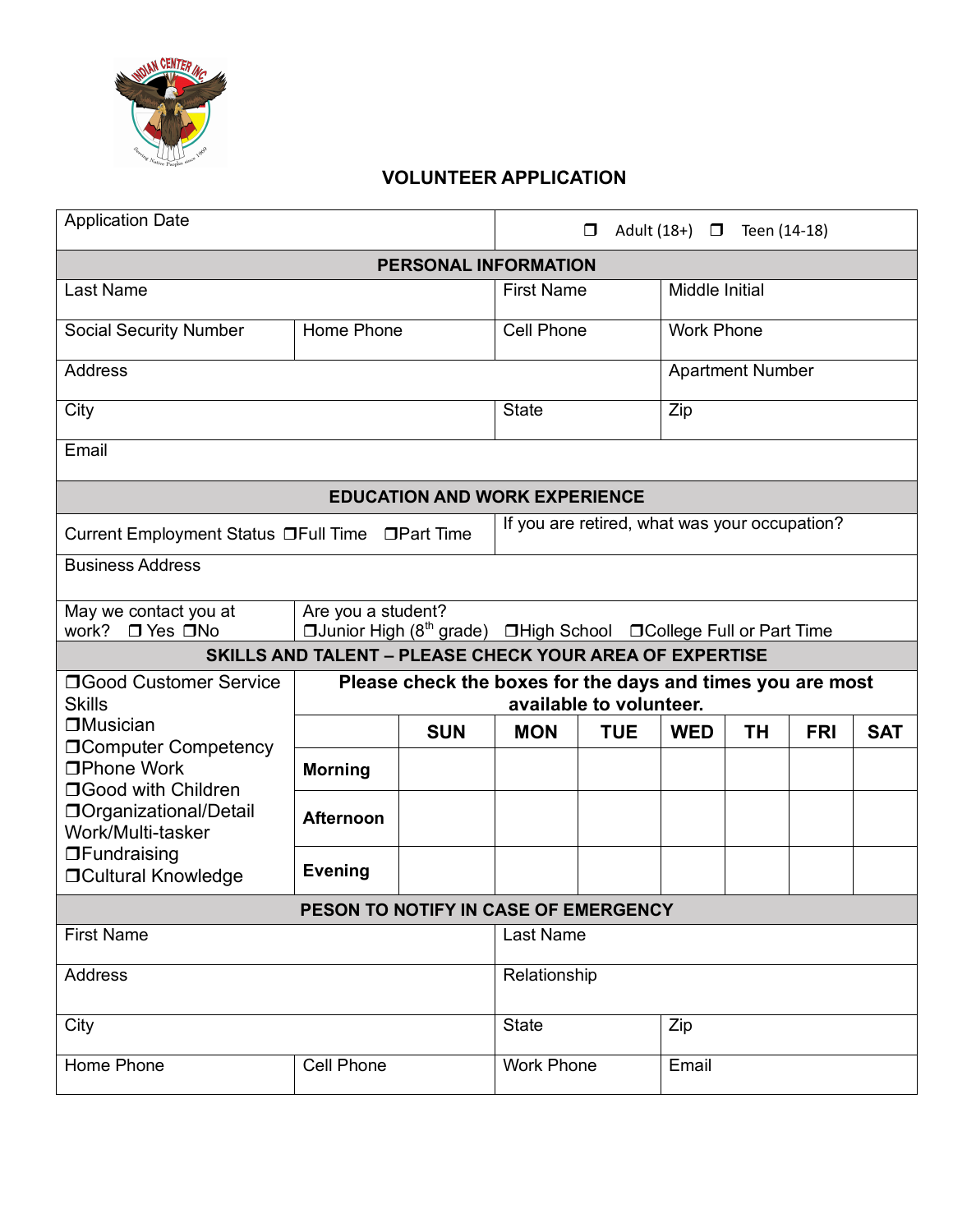# VOLUNTEER APPLICATION

| Application Date | ❐ Adult (18+) ❐ Teen (14-18) |
|---|---|

## PERSONAL INFORMATION

| Last Name | | First Name | Middle Initial |
|---|---|---|---|
| Social Security Number | Home Phone | Cell Phone | Work Phone |
| Address | | | Apartment Number |
| City | | State | Zip |
| Email | | | |

## EDUCATION AND WORK EXPERIENCE

| Current Employment Status ❐Full Time ❐Part Time | If you are retired, what was your occupation? |
|---|---|
| Business Address | |
| May we contact you at work? ❐ Yes ❐No | Are you a student? ❐Junior High (8th grade) ❐High School ❐College Full or Part Time |

## SKILLS AND TALENT – PLEASE CHECK YOUR AREA OF EXPERTISE

❐Good Customer Service Skills
❐Musician
❐Computer Competency
❐Phone Work
❐Good with Children
❐Organizational/Detail Work/Multi-tasker
❐Fundraising
❐Cultural Knowledge

**Please check the boxes for the days and times you are most available to volunteer.**

| | SUN | MON | TUE | WED | TH | FRI | SAT |
|---|---|---|---|---|---|---|---|
| **Morning** | | | | | | | |
| **Afternoon** | | | | | | | |
| **Evening** | | | | | | | |

## PESON TO NOTIFY IN CASE OF EMERGENCY

| First Name | | Last Name | |
|---|---|---|---|
| Address | | Relationship | |
| City | | State | Zip |
| Home Phone | Cell Phone | Work Phone | Email |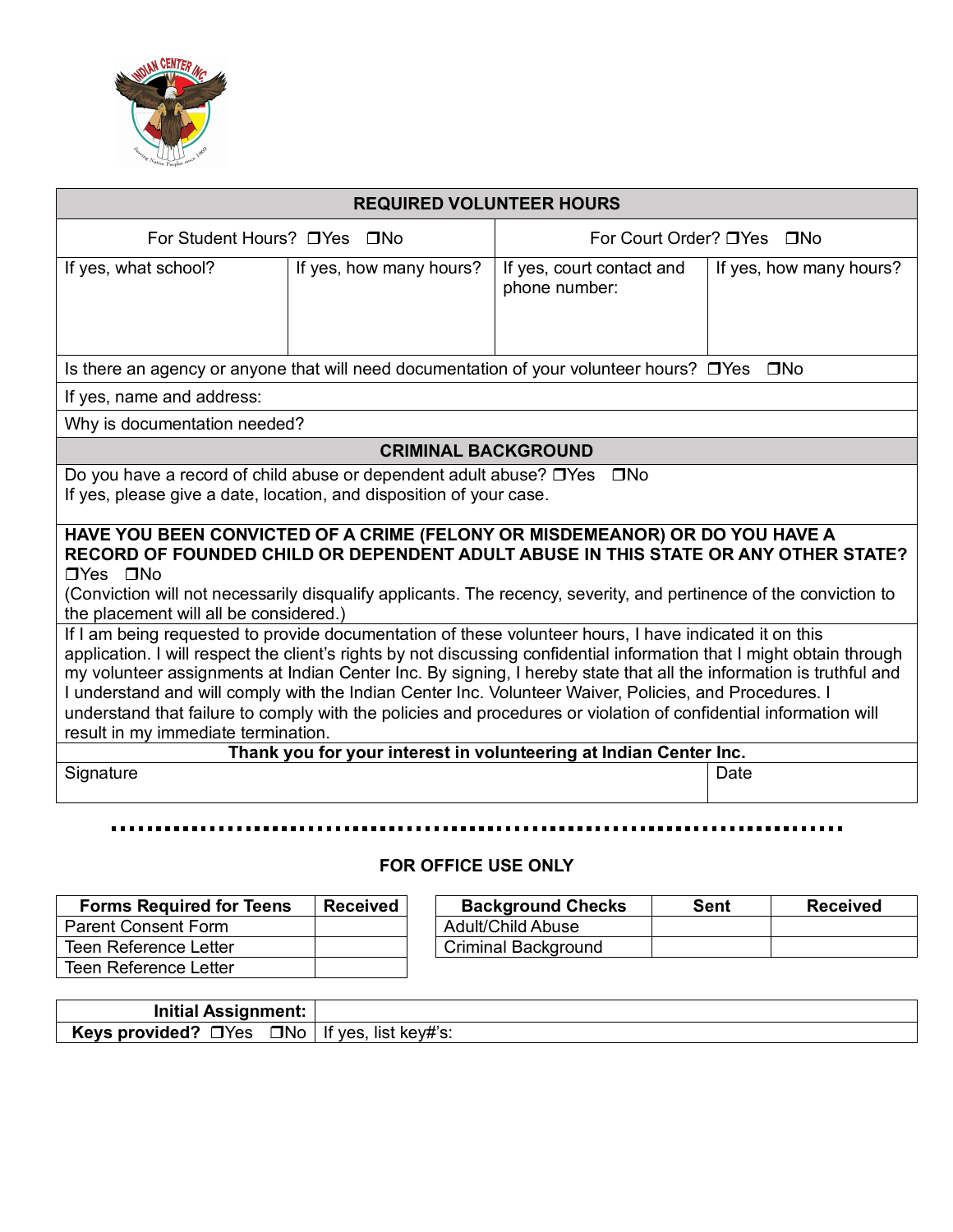## REQUIRED VOLUNTEER HOURS

| For Student Hours? ❒Yes ❒No | | For Court Order? ❒Yes ❒No | |
|---|---|---|---|
| If yes, what school? | If yes, how many hours? | If yes, court contact and phone number: | If yes, how many hours? |

Is there an agency or anyone that will need documentation of your volunteer hours? ❒Yes ❒No

If yes, name and address:

Why is documentation needed?

## CRIMINAL BACKGROUND

Do you have a record of child abuse or dependent adult abuse? ❒Yes ❒No
If yes, please give a date, location, and disposition of your case.

**HAVE YOU BEEN CONVICTED OF A CRIME (FELONY OR MISDEMEANOR) OR DO YOU HAVE A RECORD OF FOUNDED CHILD OR DEPENDENT ADULT ABUSE IN THIS STATE OR ANY OTHER STATE?**
❒Yes ❒No
(Conviction will not necessarily disqualify applicants. The recency, severity, and pertinence of the conviction to the placement will all be considered.)

If I am being requested to provide documentation of these volunteer hours, I have indicated it on this application. I will respect the client's rights by not discussing confidential information that I might obtain through my volunteer assignments at Indian Center Inc. By signing, I hereby state that all the information is truthful and I understand and will comply with the Indian Center Inc. Volunteer Waiver, Policies, and Procedures. I understand that failure to comply with the policies and procedures or violation of confidential information will result in my immediate termination.

**Thank you for your interest in volunteering at Indian Center Inc.**

| Signature | Date |
|---|---|
| | |

---

### FOR OFFICE USE ONLY

| Forms Required for Teens | Received |
|---|---|
| Parent Consent Form | |
| Teen Reference Letter | |
| Teen Reference Letter | |

| Background Checks | Sent | Received |
|---|---|---|
| Adult/Child Abuse | | |
| Criminal Background | | |

| **Initial Assignment:** | |
|---|---|
| **Keys provided?** ❒Yes ❒No | If yes, list key#'s: |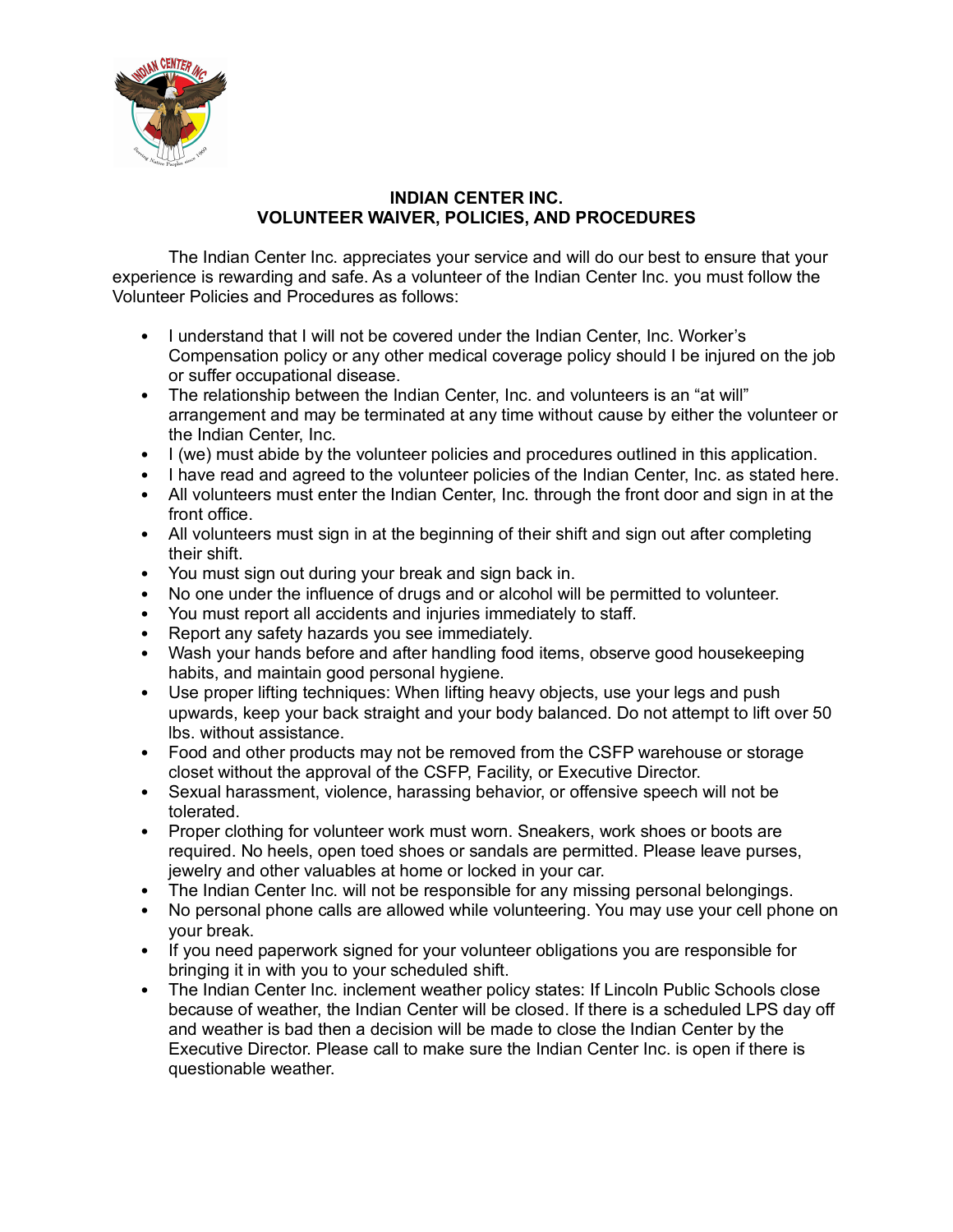**INDIAN CENTER INC.**
**VOLUNTEER WAIVER, POLICIES, AND PROCEDURES**

The Indian Center Inc. appreciates your service and will do our best to ensure that your experience is rewarding and safe. As a volunteer of the Indian Center Inc. you must follow the Volunteer Policies and Procedures as follows:

- I understand that I will not be covered under the Indian Center, Inc. Worker's Compensation policy or any other medical coverage policy should I be injured on the job or suffer occupational disease.
- The relationship between the Indian Center, Inc. and volunteers is an "at will" arrangement and may be terminated at any time without cause by either the volunteer or the Indian Center, Inc.
- I (we) must abide by the volunteer policies and procedures outlined in this application.
- I have read and agreed to the volunteer policies of the Indian Center, Inc. as stated here.
- All volunteers must enter the Indian Center, Inc. through the front door and sign in at the front office.
- All volunteers must sign in at the beginning of their shift and sign out after completing their shift.
- You must sign out during your break and sign back in.
- No one under the influence of drugs and or alcohol will be permitted to volunteer.
- You must report all accidents and injuries immediately to staff.
- Report any safety hazards you see immediately.
- Wash your hands before and after handling food items, observe good housekeeping habits, and maintain good personal hygiene.
- Use proper lifting techniques: When lifting heavy objects, use your legs and push upwards, keep your back straight and your body balanced. Do not attempt to lift over 50 lbs. without assistance.
- Food and other products may not be removed from the CSFP warehouse or storage closet without the approval of the CSFP, Facility, or Executive Director.
- Sexual harassment, violence, harassing behavior, or offensive speech will not be tolerated.
- Proper clothing for volunteer work must worn. Sneakers, work shoes or boots are required. No heels, open toed shoes or sandals are permitted. Please leave purses, jewelry and other valuables at home or locked in your car.
- The Indian Center Inc. will not be responsible for any missing personal belongings.
- No personal phone calls are allowed while volunteering. You may use your cell phone on your break.
- If you need paperwork signed for your volunteer obligations you are responsible for bringing it in with you to your scheduled shift.
- The Indian Center Inc. inclement weather policy states: If Lincoln Public Schools close because of weather, the Indian Center will be closed. If there is a scheduled LPS day off and weather is bad then a decision will be made to close the Indian Center by the Executive Director. Please call to make sure the Indian Center Inc. is open if there is questionable weather.